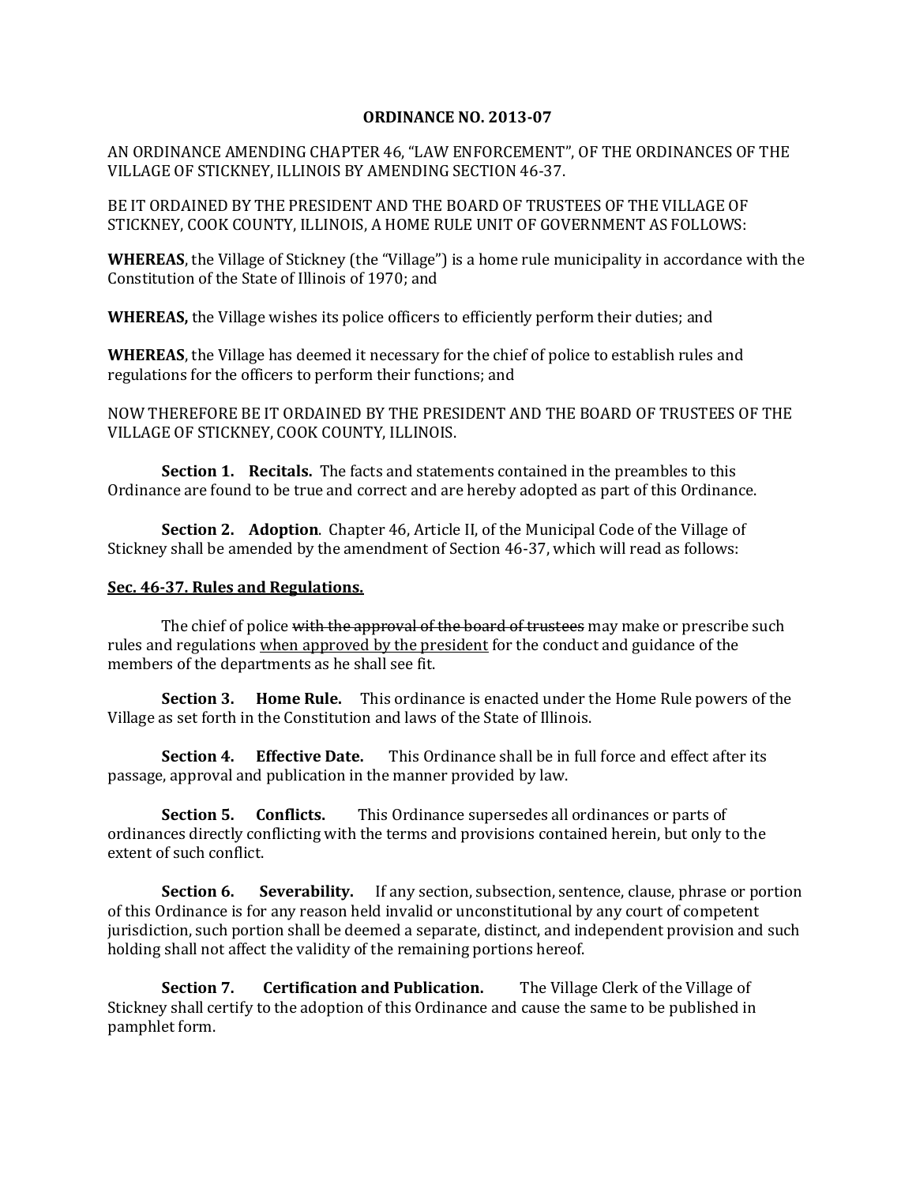**ORDINANCE NO. 2013-07**

AN ORDINANCE AMENDING CHAPTER 46, "LAW ENFORCEMENT", OF THE ORDINANCES OF THE VILLAGE OF STICKNEY, ILLINOIS BY AMENDING SECTION 46-37.

BE IT ORDAINED BY THE PRESIDENT AND THE BOARD OF TRUSTEES OF THE VILLAGE OF STICKNEY, COOK COUNTY, ILLINOIS, A HOME RULE UNIT OF GOVERNMENT AS FOLLOWS:

**WHEREAS**, the Village of Stickney (the "Village") is a home rule municipality in accordance with the Constitution of the State of Illinois of 1970; and

**WHEREAS,** the Village wishes its police officers to efficiently perform their duties; and

**WHEREAS**, the Village has deemed it necessary for the chief of police to establish rules and regulations for the officers to perform their functions; and

NOW THEREFORE BE IT ORDAINED BY THE PRESIDENT AND THE BOARD OF TRUSTEES OF THE VILLAGE OF STICKNEY, COOK COUNTY, ILLINOIS.

**Section 1. Recitals.** The facts and statements contained in the preambles to this Ordinance are found to be true and correct and are hereby adopted as part of this Ordinance.

**Section 2. Adoption**. Chapter 46, Article II, of the Municipal Code of the Village of Stickney shall be amended by the amendment of Section 46-37, which will read as follows:

**<u>Sec. 46-37. Rules and Regulations.</u>**

The chief of police ~~with the approval of the board of trustees~~ may make or prescribe such rules and regulations <u>when approved by the president</u> for the conduct and guidance of the members of the departments as he shall see fit.

**Section 3. Home Rule.** This ordinance is enacted under the Home Rule powers of the Village as set forth in the Constitution and laws of the State of Illinois.

**Section 4. Effective Date.** This Ordinance shall be in full force and effect after its passage, approval and publication in the manner provided by law.

**Section 5. Conflicts.** This Ordinance supersedes all ordinances or parts of ordinances directly conflicting with the terms and provisions contained herein, but only to the extent of such conflict.

**Section 6. Severability.** If any section, subsection, sentence, clause, phrase or portion of this Ordinance is for any reason held invalid or unconstitutional by any court of competent jurisdiction, such portion shall be deemed a separate, distinct, and independent provision and such holding shall not affect the validity of the remaining portions hereof.

**Section 7. Certification and Publication.** The Village Clerk of the Village of Stickney shall certify to the adoption of this Ordinance and cause the same to be published in pamphlet form.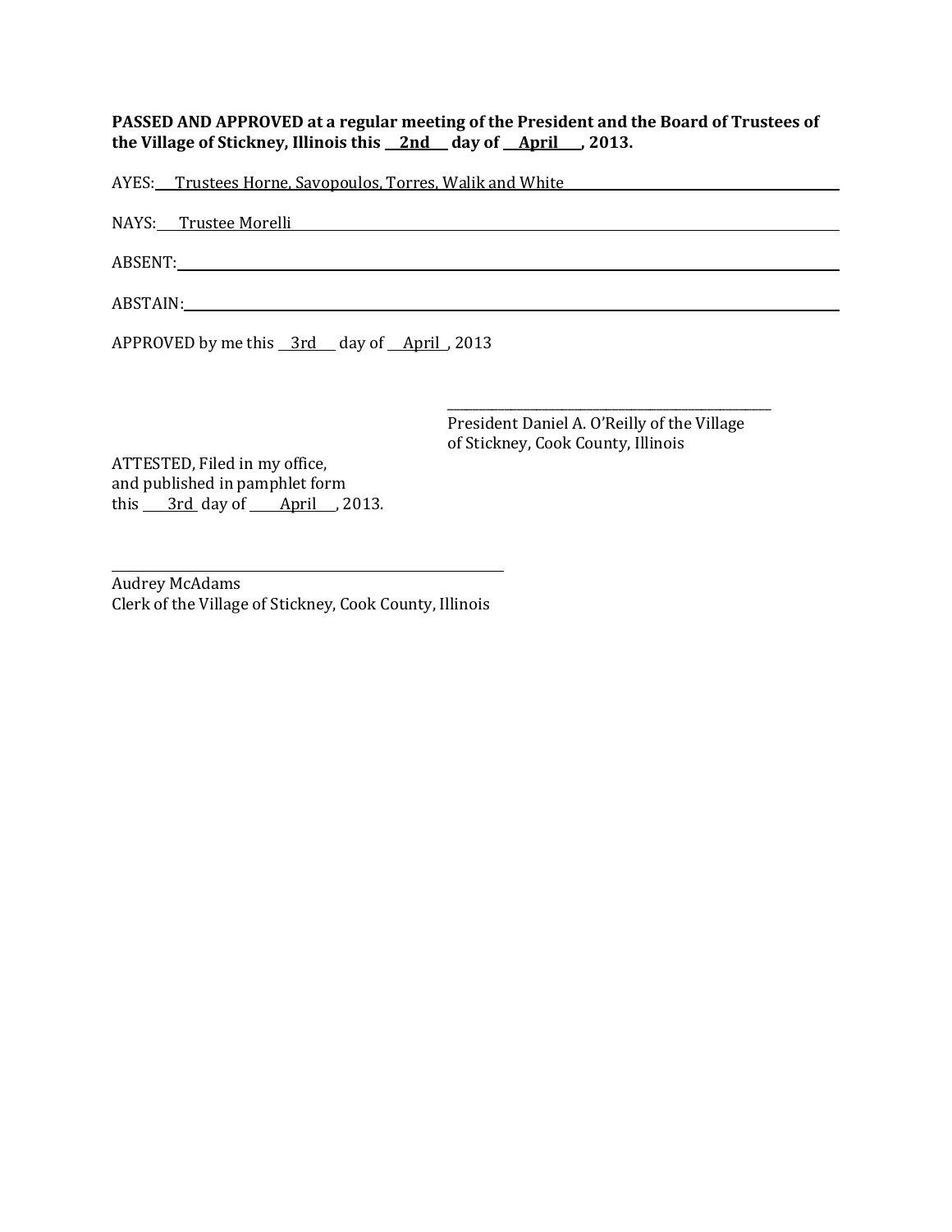**PASSED AND APPROVED at a regular meeting of the President and the Board of Trustees of the Village of Stickney, Illinois this 2nd day of April, 2013.**

AYES: Trustees Horne, Savopoulos, Torres, Walik and White

NAYS: Trustee Morelli

ABSENT:

ABSTAIN:

APPROVED by me this 3rd day of April, 2013

\_\_\_\_\_\_\_\_\_\_\_\_\_\_\_\_\_\_\_\_\_\_\_\_\_\_\_\_\_\_\_\_\_\_\_\_\_\_\_\_\_\_\_\_\_\_\_
President Daniel A. O'Reilly of the Village of Stickney, Cook County, Illinois

ATTESTED, Filed in my office, and published in pamphlet form this 3rd day of April, 2013.

\_\_\_\_\_\_\_\_\_\_\_\_\_\_\_\_\_\_\_\_\_\_\_\_\_\_\_\_\_\_\_\_\_\_\_\_\_\_\_\_\_\_\_\_\_\_\_
Audrey McAdams
Clerk of the Village of Stickney, Cook County, Illinois